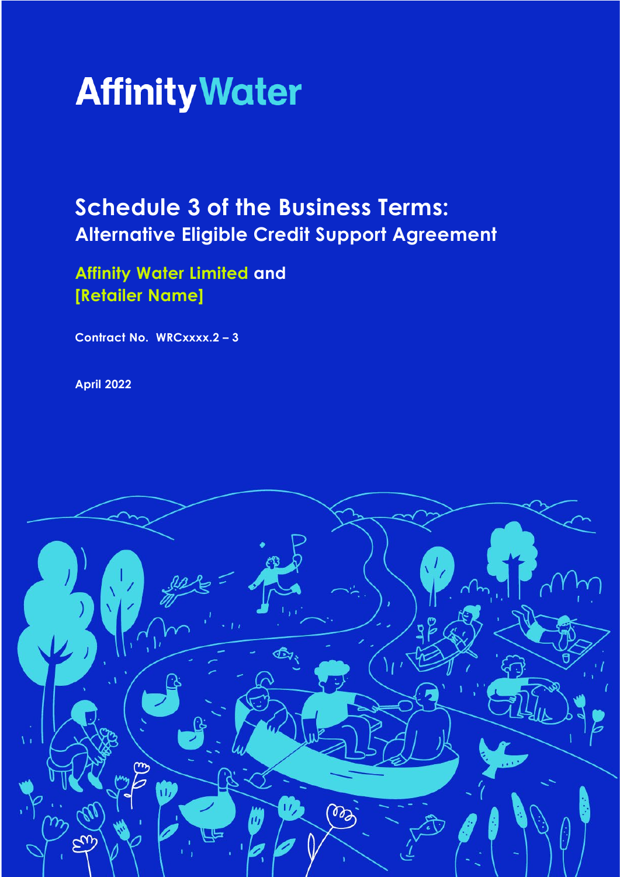# Affinity Water

## Schedule 3 of the Business Terms:
### Alternative Eligible Credit Support Agreement

**Affinity Water Limited and**
**[Retailer Name]**

**Contract No. WRCxxxx.2 – 3**

**April 2022**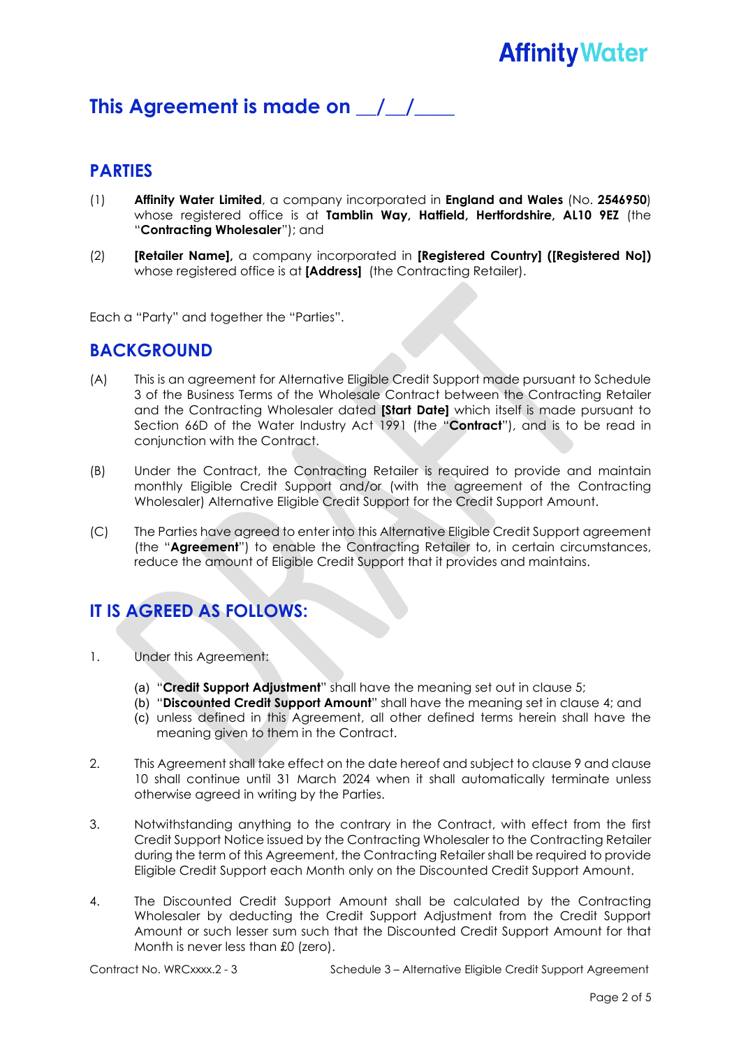# This Agreement is made on __/__/____

## PARTIES

(1) **Affinity Water Limited**, a company incorporated in **England and Wales** (No. **2546950**) whose registered office is at **Tamblin Way, Hatfield, Hertfordshire, AL10 9EZ** (the "**Contracting Wholesaler**"); and

(2) **[Retailer Name],** a company incorporated in **[Registered Country] ([Registered No])** whose registered office is at **[Address]** (the Contracting Retailer).

Each a "Party" and together the "Parties".

## BACKGROUND

(A) This is an agreement for Alternative Eligible Credit Support made pursuant to Schedule 3 of the Business Terms of the Wholesale Contract between the Contracting Retailer and the Contracting Wholesaler dated **[Start Date]** which itself is made pursuant to Section 66D of the Water Industry Act 1991 (the "**Contract**"), and is to be read in conjunction with the Contract.

(B) Under the Contract, the Contracting Retailer is required to provide and maintain monthly Eligible Credit Support and/or (with the agreement of the Contracting Wholesaler) Alternative Eligible Credit Support for the Credit Support Amount.

(C) The Parties have agreed to enter into this Alternative Eligible Credit Support agreement (the "**Agreement**") to enable the Contracting Retailer to, in certain circumstances, reduce the amount of Eligible Credit Support that it provides and maintains.

## IT IS AGREED AS FOLLOWS:

1. Under this Agreement:

   (a) "**Credit Support Adjustment**" shall have the meaning set out in clause 5;

   (b) "**Discounted Credit Support Amount**" shall have the meaning set in clause 4; and

   (c) unless defined in this Agreement, all other defined terms herein shall have the meaning given to them in the Contract.

2. This Agreement shall take effect on the date hereof and subject to clause 9 and clause 10 shall continue until 31 March 2024 when it shall automatically terminate unless otherwise agreed in writing by the Parties.

3. Notwithstanding anything to the contrary in the Contract, with effect from the first Credit Support Notice issued by the Contracting Wholesaler to the Contracting Retailer during the term of this Agreement, the Contracting Retailer shall be required to provide Eligible Credit Support each Month only on the Discounted Credit Support Amount.

4. The Discounted Credit Support Amount shall be calculated by the Contracting Wholesaler by deducting the Credit Support Adjustment from the Credit Support Amount or such lesser sum such that the Discounted Credit Support Amount for that Month is never less than £0 (zero).

Contract No. WRCxxxx.2 - 3 Schedule 3 – Alternative Eligible Credit Support Agreement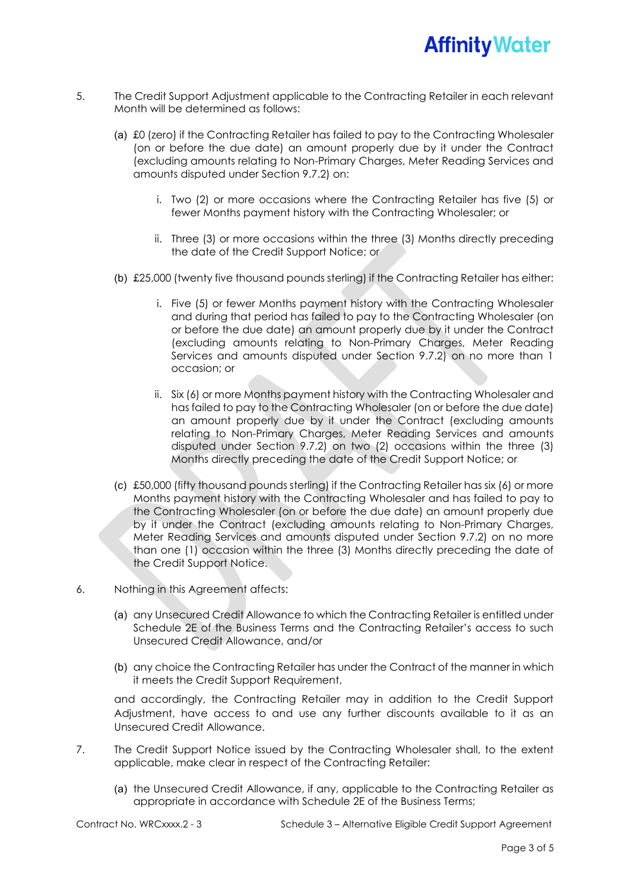5. The Credit Support Adjustment applicable to the Contracting Retailer in each relevant Month will be determined as follows:

   (a) £0 (zero) if the Contracting Retailer has failed to pay to the Contracting Wholesaler (on or before the due date) an amount properly due by it under the Contract (excluding amounts relating to Non-Primary Charges, Meter Reading Services and amounts disputed under Section 9.7.2) on:

      i. Two (2) or more occasions where the Contracting Retailer has five (5) or fewer Months payment history with the Contracting Wholesaler; or

      ii. Three (3) or more occasions within the three (3) Months directly preceding the date of the Credit Support Notice; or

   (b) £25,000 (twenty five thousand pounds sterling) if the Contracting Retailer has either:

      i. Five (5) or fewer Months payment history with the Contracting Wholesaler and during that period has failed to pay to the Contracting Wholesaler (on or before the due date) an amount properly due by it under the Contract (excluding amounts relating to Non-Primary Charges, Meter Reading Services and amounts disputed under Section 9.7.2) on no more than 1 occasion; or

      ii. Six (6) or more Months payment history with the Contracting Wholesaler and has failed to pay to the Contracting Wholesaler (on or before the due date) an amount properly due by it under the Contract (excluding amounts relating to Non-Primary Charges, Meter Reading Services and amounts disputed under Section 9.7.2) on two (2) occasions within the three (3) Months directly preceding the date of the Credit Support Notice; or

   (c) £50,000 (fifty thousand pounds sterling) if the Contracting Retailer has six (6) or more Months payment history with the Contracting Wholesaler and has failed to pay to the Contracting Wholesaler (on or before the due date) an amount properly due by it under the Contract (excluding amounts relating to Non-Primary Charges, Meter Reading Services and amounts disputed under Section 9.7.2) on no more than one (1) occasion within the three (3) Months directly preceding the date of the Credit Support Notice.

6. Nothing in this Agreement affects:

   (a) any Unsecured Credit Allowance to which the Contracting Retailer is entitled under Schedule 2E of the Business Terms and the Contracting Retailer's access to such Unsecured Credit Allowance, and/or

   (b) any choice the Contracting Retailer has under the Contract of the manner in which it meets the Credit Support Requirement,

   and accordingly, the Contracting Retailer may in addition to the Credit Support Adjustment, have access to and use any further discounts available to it as an Unsecured Credit Allowance.

7. The Credit Support Notice issued by the Contracting Wholesaler shall, to the extent applicable, make clear in respect of the Contracting Retailer:

   (a) the Unsecured Credit Allowance, if any, applicable to the Contracting Retailer as appropriate in accordance with Schedule 2E of the Business Terms;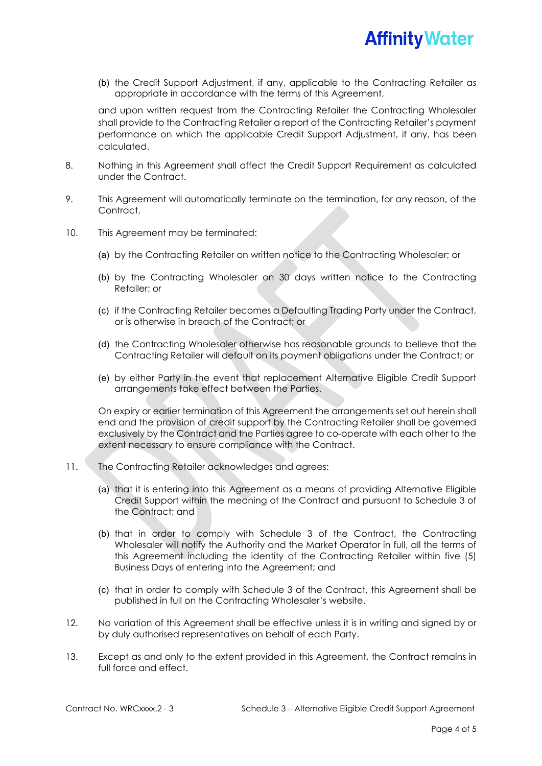(b) the Credit Support Adjustment, if any, applicable to the Contracting Retailer as appropriate in accordance with the terms of this Agreement,

and upon written request from the Contracting Retailer the Contracting Wholesaler shall provide to the Contracting Retailer a report of the Contracting Retailer's payment performance on which the applicable Credit Support Adjustment, if any, has been calculated.

8. Nothing in this Agreement shall affect the Credit Support Requirement as calculated under the Contract.

9. This Agreement will automatically terminate on the termination, for any reason, of the Contract.

10. This Agreement may be terminated:

    (a) by the Contracting Retailer on written notice to the Contracting Wholesaler; or

    (b) by the Contracting Wholesaler on 30 days written notice to the Contracting Retailer; or

    (c) if the Contracting Retailer becomes a Defaulting Trading Party under the Contract, or is otherwise in breach of the Contract; or

    (d) the Contracting Wholesaler otherwise has reasonable grounds to believe that the Contracting Retailer will default on its payment obligations under the Contract; or

    (e) by either Party in the event that replacement Alternative Eligible Credit Support arrangements take effect between the Parties.

    On expiry or earlier termination of this Agreement the arrangements set out herein shall end and the provision of credit support by the Contracting Retailer shall be governed exclusively by the Contract and the Parties agree to co-operate with each other to the extent necessary to ensure compliance with the Contract.

11. The Contracting Retailer acknowledges and agrees:

    (a) that it is entering into this Agreement as a means of providing Alternative Eligible Credit Support within the meaning of the Contract and pursuant to Schedule 3 of the Contract; and

    (b) that in order to comply with Schedule 3 of the Contract, the Contracting Wholesaler will notify the Authority and the Market Operator in full, all the terms of this Agreement including the identity of the Contracting Retailer within five (5) Business Days of entering into the Agreement; and

    (c) that in order to comply with Schedule 3 of the Contract, this Agreement shall be published in full on the Contracting Wholesaler's website.

12. No variation of this Agreement shall be effective unless it is in writing and signed by or by duly authorised representatives on behalf of each Party.

13. Except as and only to the extent provided in this Agreement, the Contract remains in full force and effect.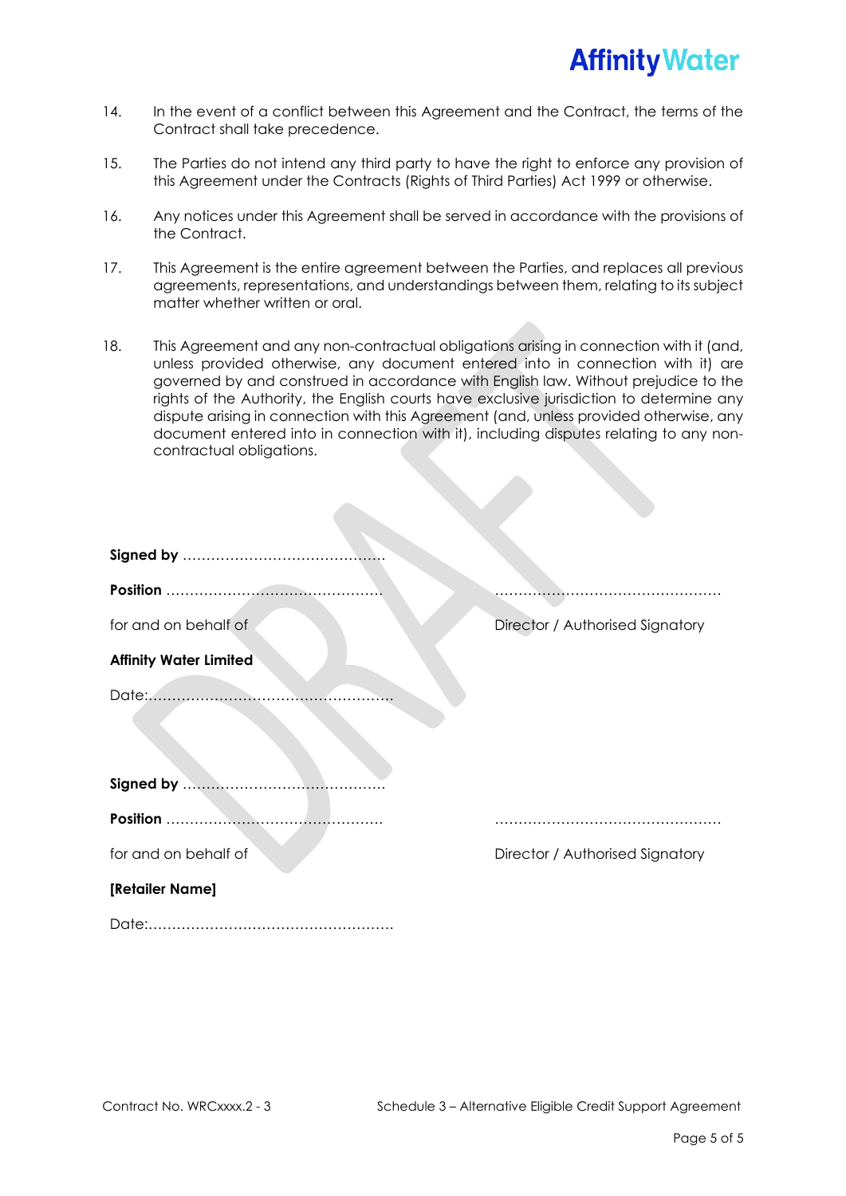14. In the event of a conflict between this Agreement and the Contract, the terms of the Contract shall take precedence.

15. The Parties do not intend any third party to have the right to enforce any provision of this Agreement under the Contracts (Rights of Third Parties) Act 1999 or otherwise.

16. Any notices under this Agreement shall be served in accordance with the provisions of the Contract.

17. This Agreement is the entire agreement between the Parties, and replaces all previous agreements, representations, and understandings between them, relating to its subject matter whether written or oral.

18. This Agreement and any non-contractual obligations arising in connection with it (and, unless provided otherwise, any document entered into in connection with it) are governed by and construed in accordance with English law. Without prejudice to the rights of the Authority, the English courts have exclusive jurisdiction to determine any dispute arising in connection with this Agreement (and, unless provided otherwise, any document entered into in connection with it), including disputes relating to any non-contractual obligations.

**Signed by** ……………………………………

**Position** ……………………………………… ………………………………………

for and on behalf of Director / Authorised Signatory

**Affinity Water Limited**

Date:……………………………………………

**Signed by** ……………………………………

**Position** ……………………………………… ………………………………………

for and on behalf of Director / Authorised Signatory

**[Retailer Name]**

Date:……………………………………………

Contract No. WRCxxxx.2 - 3 Schedule 3 – Alternative Eligible Credit Support Agreement